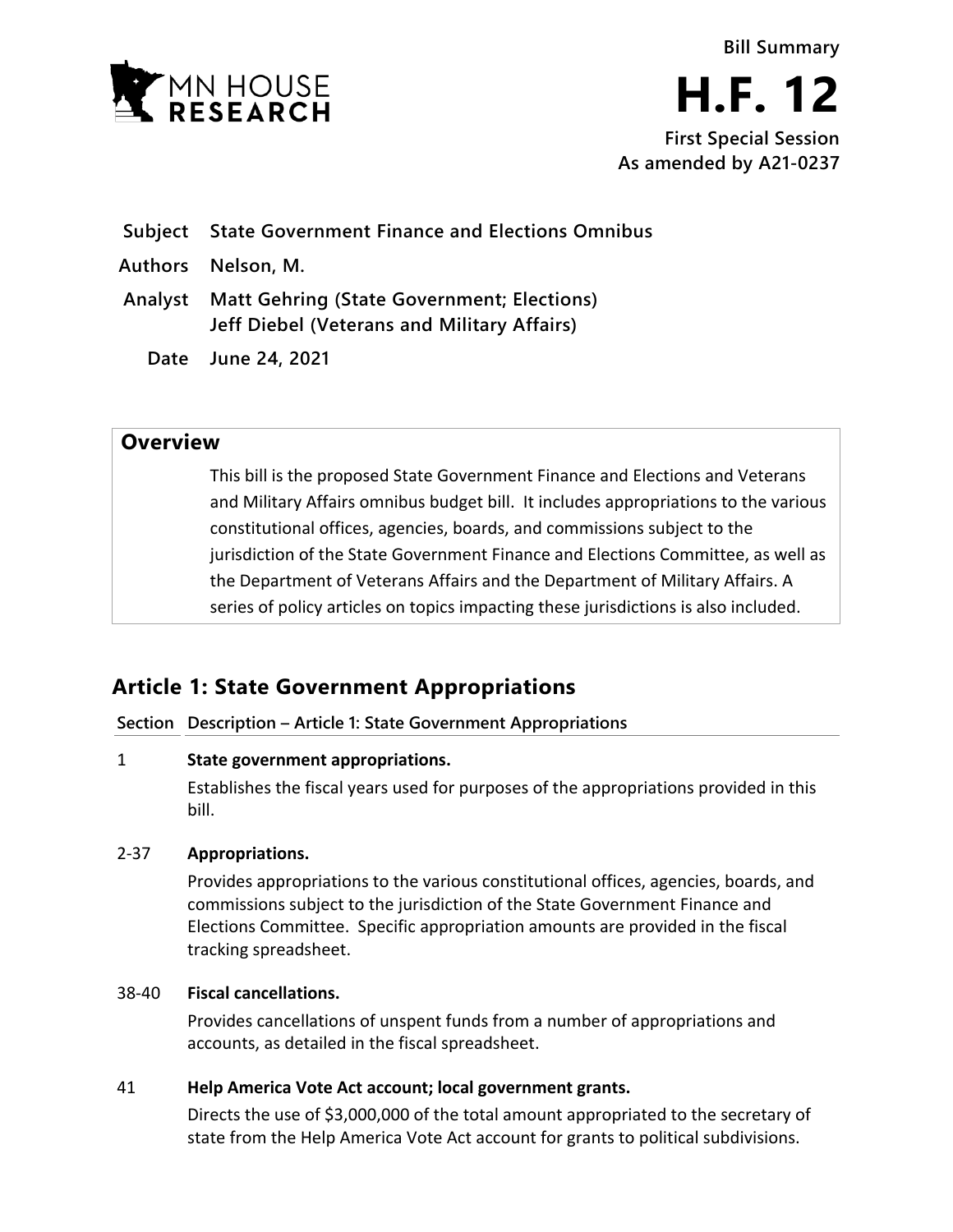Bill Summary

# H.F. 12

**First Special Session**
**As amended by A21-0237**

| | |
|---|---|
| **Subject** | **State Government Finance and Elections Omnibus** |
| **Authors** | **Nelson, M.** |
| **Analyst** | **Matt Gehring (State Government; Elections)**<br>**Jeff Diebel (Veterans and Military Affairs)** |
| **Date** | **June 24, 2021** |

## Overview

This bill is the proposed State Government Finance and Elections and Veterans and Military Affairs omnibus budget bill. It includes appropriations to the various constitutional offices, agencies, boards, and commissions subject to the jurisdiction of the State Government Finance and Elections Committee, as well as the Department of Veterans Affairs and the Department of Military Affairs. A series of policy articles on topics impacting these jurisdictions is also included.

## Article 1: State Government Appropriations

| Section | Description – Article 1: State Government Appropriations |
|---|---|
| 1 | **State government appropriations.**<br>Establishes the fiscal years used for purposes of the appropriations provided in this bill. |
| 2-37 | **Appropriations.**<br>Provides appropriations to the various constitutional offices, agencies, boards, and commissions subject to the jurisdiction of the State Government Finance and Elections Committee. Specific appropriation amounts are provided in the fiscal tracking spreadsheet. |
| 38-40 | **Fiscal cancellations.**<br>Provides cancellations of unspent funds from a number of appropriations and accounts, as detailed in the fiscal spreadsheet. |
| 41 | **Help America Vote Act account; local government grants.**<br>Directs the use of $3,000,000 of the total amount appropriated to the secretary of state from the Help America Vote Act account for grants to political subdivisions. |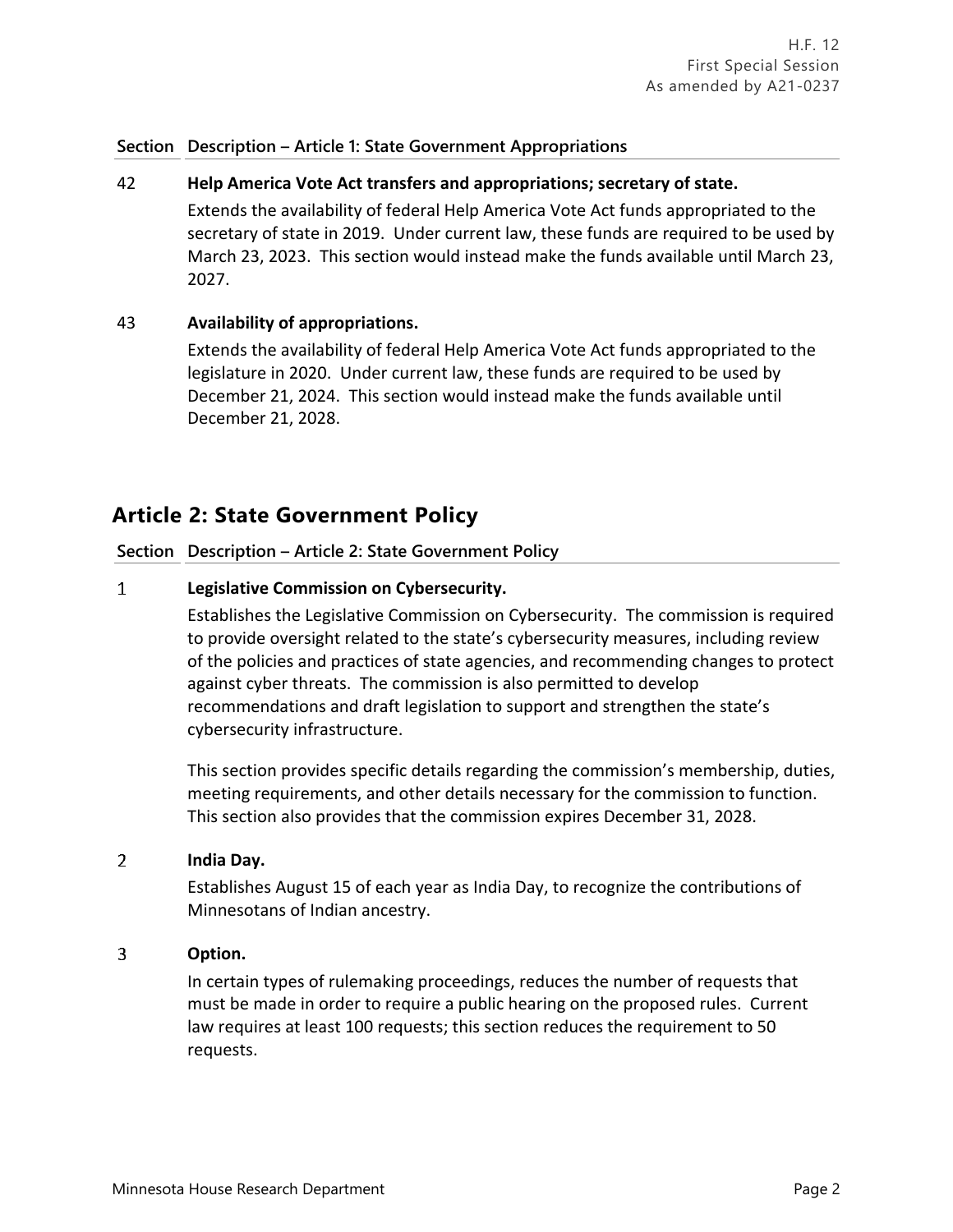| Section | Description – Article 1: State Government Appropriations |
|---|---|
| 42 | **Help America Vote Act transfers and appropriations; secretary of state.** Extends the availability of federal Help America Vote Act funds appropriated to the secretary of state in 2019. Under current law, these funds are required to be used by March 23, 2023. This section would instead make the funds available until March 23, 2027. |
| 43 | **Availability of appropriations.** Extends the availability of federal Help America Vote Act funds appropriated to the legislature in 2020. Under current law, these funds are required to be used by December 21, 2024. This section would instead make the funds available until December 21, 2028. |

## Article 2: State Government Policy

| Section | Description – Article 2: State Government Policy |
|---|---|
| 1 | **Legislative Commission on Cybersecurity.** Establishes the Legislative Commission on Cybersecurity. The commission is required to provide oversight related to the state's cybersecurity measures, including review of the policies and practices of state agencies, and recommending changes to protect against cyber threats. The commission is also permitted to develop recommendations and draft legislation to support and strengthen the state's cybersecurity infrastructure.<br><br>This section provides specific details regarding the commission's membership, duties, meeting requirements, and other details necessary for the commission to function. This section also provides that the commission expires December 31, 2028. |
| 2 | **India Day.** Establishes August 15 of each year as India Day, to recognize the contributions of Minnesotans of Indian ancestry. |
| 3 | **Option.** In certain types of rulemaking proceedings, reduces the number of requests that must be made in order to require a public hearing on the proposed rules. Current law requires at least 100 requests; this section reduces the requirement to 50 requests. |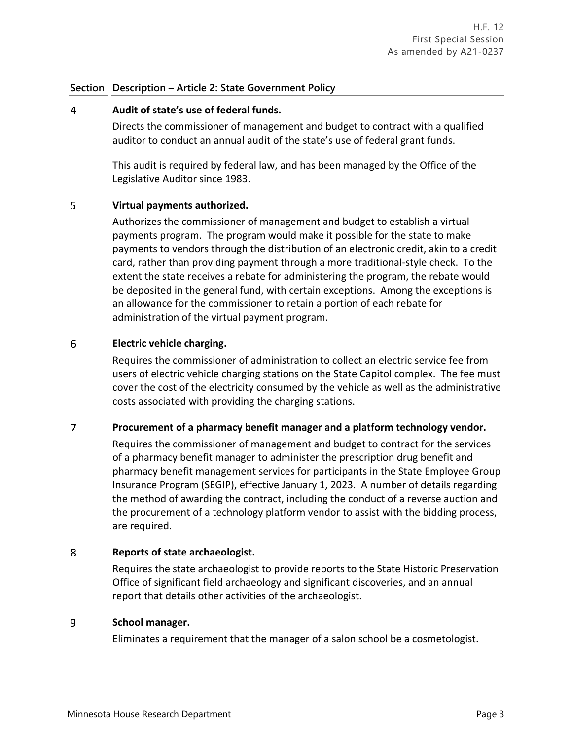| Section | Description – Article 2: State Government Policy |
| --- | --- |
| 4 | **Audit of state's use of federal funds.**<br>Directs the commissioner of management and budget to contract with a qualified auditor to conduct an annual audit of the state's use of federal grant funds.<br><br>This audit is required by federal law, and has been managed by the Office of the Legislative Auditor since 1983. |
| 5 | **Virtual payments authorized.**<br>Authorizes the commissioner of management and budget to establish a virtual payments program. The program would make it possible for the state to make payments to vendors through the distribution of an electronic credit, akin to a credit card, rather than providing payment through a more traditional-style check. To the extent the state receives a rebate for administering the program, the rebate would be deposited in the general fund, with certain exceptions. Among the exceptions is an allowance for the commissioner to retain a portion of each rebate for administration of the virtual payment program. |
| 6 | **Electric vehicle charging.**<br>Requires the commissioner of administration to collect an electric service fee from users of electric vehicle charging stations on the State Capitol complex. The fee must cover the cost of the electricity consumed by the vehicle as well as the administrative costs associated with providing the charging stations. |
| 7 | **Procurement of a pharmacy benefit manager and a platform technology vendor.**<br>Requires the commissioner of management and budget to contract for the services of a pharmacy benefit manager to administer the prescription drug benefit and pharmacy benefit management services for participants in the State Employee Group Insurance Program (SEGIP), effective January 1, 2023. A number of details regarding the method of awarding the contract, including the conduct of a reverse auction and the procurement of a technology platform vendor to assist with the bidding process, are required. |
| 8 | **Reports of state archaeologist.**<br>Requires the state archaeologist to provide reports to the State Historic Preservation Office of significant field archaeology and significant discoveries, and an annual report that details other activities of the archaeologist. |
| 9 | **School manager.**<br>Eliminates a requirement that the manager of a salon school be a cosmetologist. |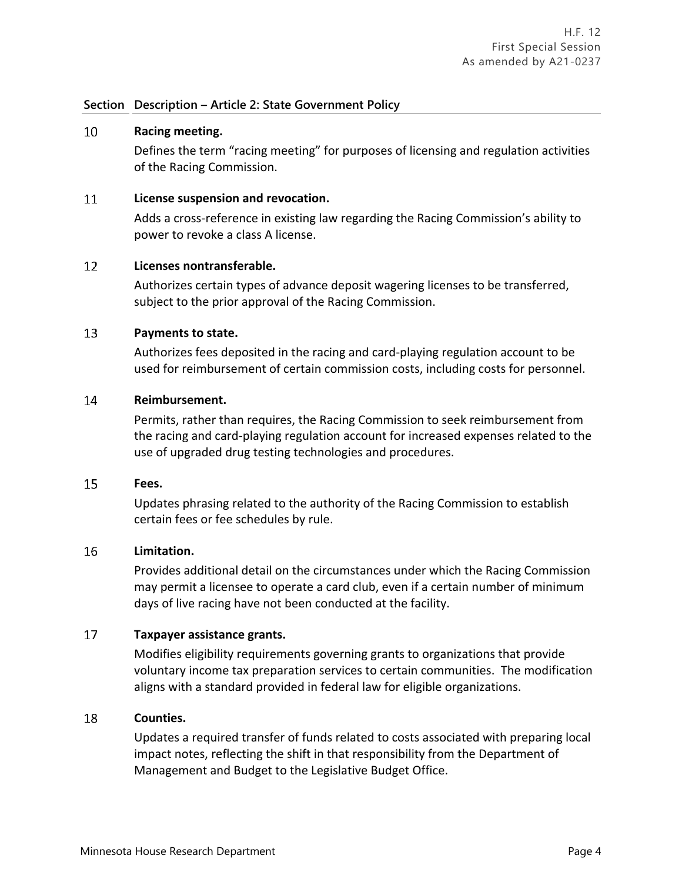| Section | Description – Article 2: State Government Policy |
|---|---|
| 10 | **Racing meeting.**<br>Defines the term “racing meeting” for purposes of licensing and regulation activities of the Racing Commission. |
| 11 | **License suspension and revocation.**<br>Adds a cross-reference in existing law regarding the Racing Commission’s ability to power to revoke a class A license. |
| 12 | **Licenses nontransferable.**<br>Authorizes certain types of advance deposit wagering licenses to be transferred, subject to the prior approval of the Racing Commission. |
| 13 | **Payments to state.**<br>Authorizes fees deposited in the racing and card-playing regulation account to be used for reimbursement of certain commission costs, including costs for personnel. |
| 14 | **Reimbursement.**<br>Permits, rather than requires, the Racing Commission to seek reimbursement from the racing and card-playing regulation account for increased expenses related to the use of upgraded drug testing technologies and procedures. |
| 15 | **Fees.**<br>Updates phrasing related to the authority of the Racing Commission to establish certain fees or fee schedules by rule. |
| 16 | **Limitation.**<br>Provides additional detail on the circumstances under which the Racing Commission may permit a licensee to operate a card club, even if a certain number of minimum days of live racing have not been conducted at the facility. |
| 17 | **Taxpayer assistance grants.**<br>Modifies eligibility requirements governing grants to organizations that provide voluntary income tax preparation services to certain communities. The modification aligns with a standard provided in federal law for eligible organizations. |
| 18 | **Counties.**<br>Updates a required transfer of funds related to costs associated with preparing local impact notes, reflecting the shift in that responsibility from the Department of Management and Budget to the Legislative Budget Office. |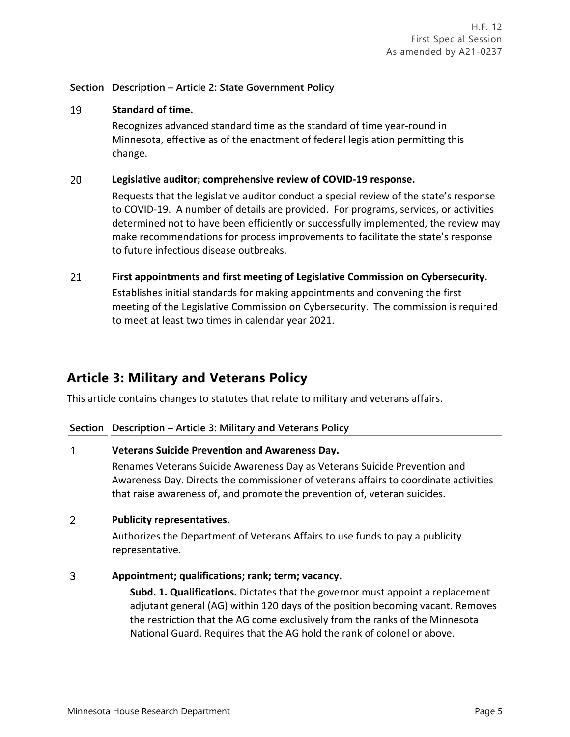| Section | Description – Article 2: State Government Policy |
|---|---|
| 19 | **Standard of time.**<br>Recognizes advanced standard time as the standard of time year-round in Minnesota, effective as of the enactment of federal legislation permitting this change. |
| 20 | **Legislative auditor; comprehensive review of COVID-19 response.**<br>Requests that the legislative auditor conduct a special review of the state's response to COVID-19. A number of details are provided. For programs, services, or activities determined not to have been efficiently or successfully implemented, the review may make recommendations for process improvements to facilitate the state's response to future infectious disease outbreaks. |
| 21 | **First appointments and first meeting of Legislative Commission on Cybersecurity.**<br>Establishes initial standards for making appointments and convening the first meeting of the Legislative Commission on Cybersecurity. The commission is required to meet at least two times in calendar year 2021. |

## Article 3: Military and Veterans Policy

This article contains changes to statutes that relate to military and veterans affairs.

| Section | Description – Article 3: Military and Veterans Policy |
|---|---|
| 1 | **Veterans Suicide Prevention and Awareness Day.**<br>Renames Veterans Suicide Awareness Day as Veterans Suicide Prevention and Awareness Day. Directs the commissioner of veterans affairs to coordinate activities that raise awareness of, and promote the prevention of, veteran suicides. |
| 2 | **Publicity representatives.**<br>Authorizes the Department of Veterans Affairs to use funds to pay a publicity representative. |
| 3 | **Appointment; qualifications; rank; term; vacancy.**<br>**Subd. 1. Qualifications.** Dictates that the governor must appoint a replacement adjutant general (AG) within 120 days of the position becoming vacant. Removes the restriction that the AG come exclusively from the ranks of the Minnesota National Guard. Requires that the AG hold the rank of colonel or above. |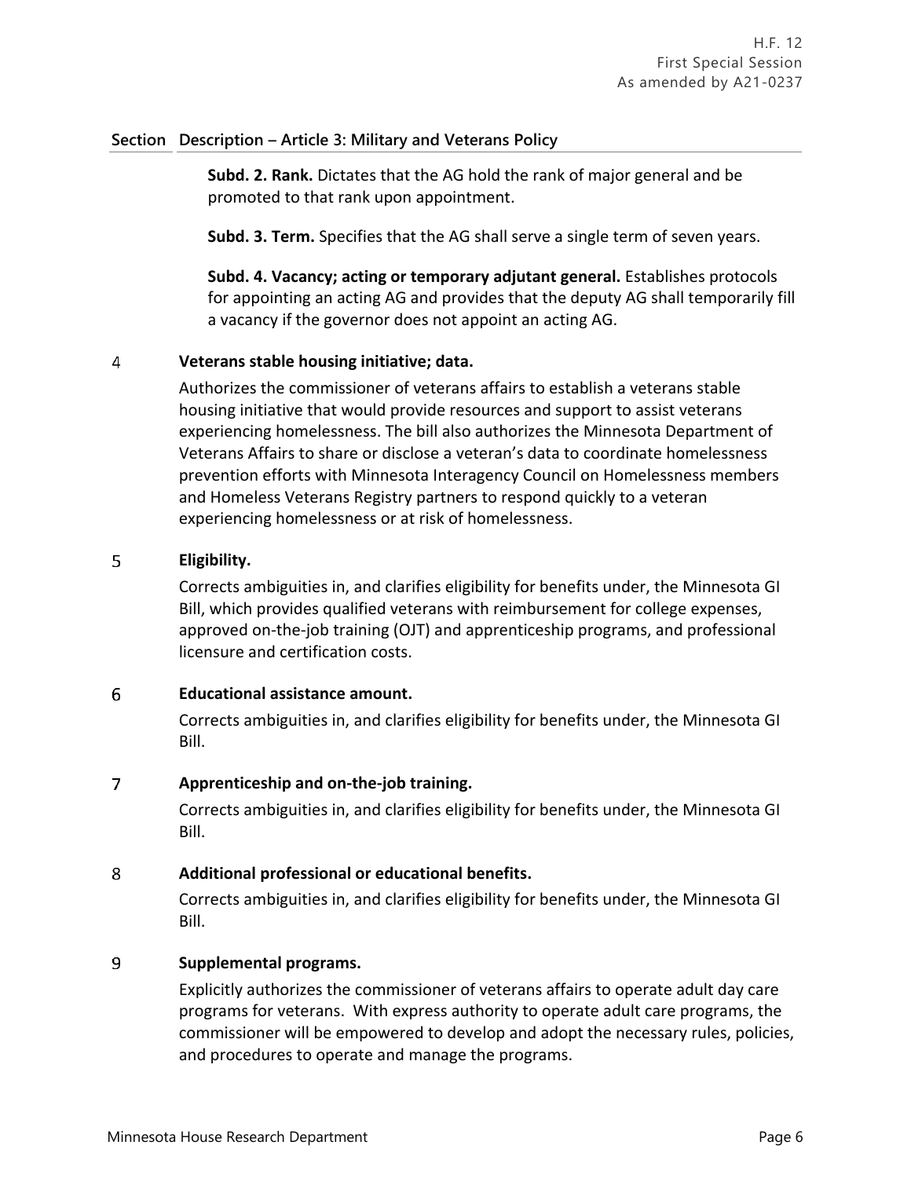| Section | Description – Article 3: Military and Veterans Policy |
|---|---|
| | **Subd. 2. Rank.** Dictates that the AG hold the rank of major general and be promoted to that rank upon appointment.<br><br>**Subd. 3. Term.** Specifies that the AG shall serve a single term of seven years.<br><br>**Subd. 4. Vacancy; acting or temporary adjutant general.** Establishes protocols for appointing an acting AG and provides that the deputy AG shall temporarily fill a vacancy if the governor does not appoint an acting AG. |
| 4 | **Veterans stable housing initiative; data.**<br><br>Authorizes the commissioner of veterans affairs to establish a veterans stable housing initiative that would provide resources and support to assist veterans experiencing homelessness. The bill also authorizes the Minnesota Department of Veterans Affairs to share or disclose a veteran's data to coordinate homelessness prevention efforts with Minnesota Interagency Council on Homelessness members and Homeless Veterans Registry partners to respond quickly to a veteran experiencing homelessness or at risk of homelessness. |
| 5 | **Eligibility.**<br><br>Corrects ambiguities in, and clarifies eligibility for benefits under, the Minnesota GI Bill, which provides qualified veterans with reimbursement for college expenses, approved on-the-job training (OJT) and apprenticeship programs, and professional licensure and certification costs. |
| 6 | **Educational assistance amount.**<br><br>Corrects ambiguities in, and clarifies eligibility for benefits under, the Minnesota GI Bill. |
| 7 | **Apprenticeship and on-the-job training.**<br><br>Corrects ambiguities in, and clarifies eligibility for benefits under, the Minnesota GI Bill. |
| 8 | **Additional professional or educational benefits.**<br><br>Corrects ambiguities in, and clarifies eligibility for benefits under, the Minnesota GI Bill. |
| 9 | **Supplemental programs.**<br><br>Explicitly authorizes the commissioner of veterans affairs to operate adult day care programs for veterans. With express authority to operate adult care programs, the commissioner will be empowered to develop and adopt the necessary rules, policies, and procedures to operate and manage the programs. |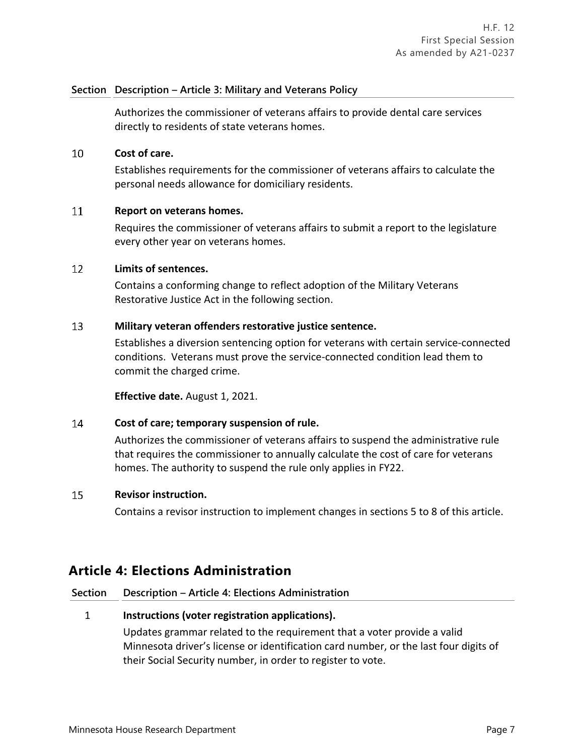| Section | Description – Article 3: Military and Veterans Policy |
|---|---|
| | Authorizes the commissioner of veterans affairs to provide dental care services directly to residents of state veterans homes. |
| 10 | **Cost of care.**<br>Establishes requirements for the commissioner of veterans affairs to calculate the personal needs allowance for domiciliary residents. |
| 11 | **Report on veterans homes.**<br>Requires the commissioner of veterans affairs to submit a report to the legislature every other year on veterans homes. |
| 12 | **Limits of sentences.**<br>Contains a conforming change to reflect adoption of the Military Veterans Restorative Justice Act in the following section. |
| 13 | **Military veteran offenders restorative justice sentence.**<br>Establishes a diversion sentencing option for veterans with certain service-connected conditions. Veterans must prove the service-connected condition lead them to commit the charged crime.<br><br>**Effective date.** August 1, 2021. |
| 14 | **Cost of care; temporary suspension of rule.**<br>Authorizes the commissioner of veterans affairs to suspend the administrative rule that requires the commissioner to annually calculate the cost of care for veterans homes. The authority to suspend the rule only applies in FY22. |
| 15 | **Revisor instruction.**<br>Contains a revisor instruction to implement changes in sections 5 to 8 of this article. |

## Article 4: Elections Administration

| Section | Description – Article 4: Elections Administration |
|---|---|
| 1 | **Instructions (voter registration applications).**<br>Updates grammar related to the requirement that a voter provide a valid Minnesota driver's license or identification card number, or the last four digits of their Social Security number, in order to register to vote. |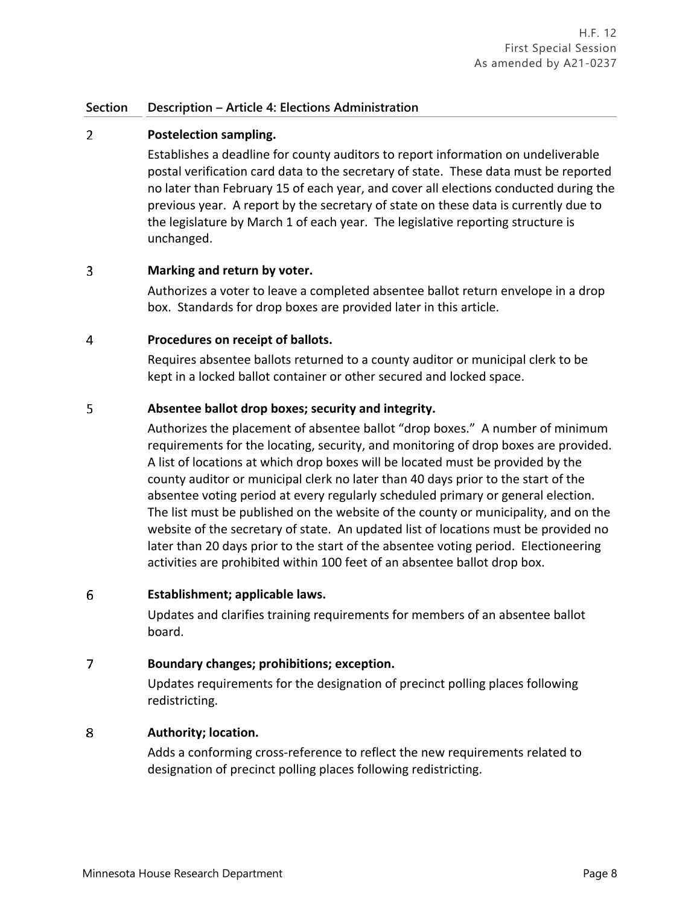| Section | Description – Article 4: Elections Administration |
|---|---|
| 2 | **Postelection sampling.** Establishes a deadline for county auditors to report information on undeliverable postal verification card data to the secretary of state. These data must be reported no later than February 15 of each year, and cover all elections conducted during the previous year. A report by the secretary of state on these data is currently due to the legislature by March 1 of each year. The legislative reporting structure is unchanged. |
| 3 | **Marking and return by voter.** Authorizes a voter to leave a completed absentee ballot return envelope in a drop box. Standards for drop boxes are provided later in this article. |
| 4 | **Procedures on receipt of ballots.** Requires absentee ballots returned to a county auditor or municipal clerk to be kept in a locked ballot container or other secured and locked space. |
| 5 | **Absentee ballot drop boxes; security and integrity.** Authorizes the placement of absentee ballot "drop boxes." A number of minimum requirements for the locating, security, and monitoring of drop boxes are provided. A list of locations at which drop boxes will be located must be provided by the county auditor or municipal clerk no later than 40 days prior to the start of the absentee voting period at every regularly scheduled primary or general election. The list must be published on the website of the county or municipality, and on the website of the secretary of state. An updated list of locations must be provided no later than 20 days prior to the start of the absentee voting period. Electioneering activities are prohibited within 100 feet of an absentee ballot drop box. |
| 6 | **Establishment; applicable laws.** Updates and clarifies training requirements for members of an absentee ballot board. |
| 7 | **Boundary changes; prohibitions; exception.** Updates requirements for the designation of precinct polling places following redistricting. |
| 8 | **Authority; location.** Adds a conforming cross-reference to reflect the new requirements related to designation of precinct polling places following redistricting. |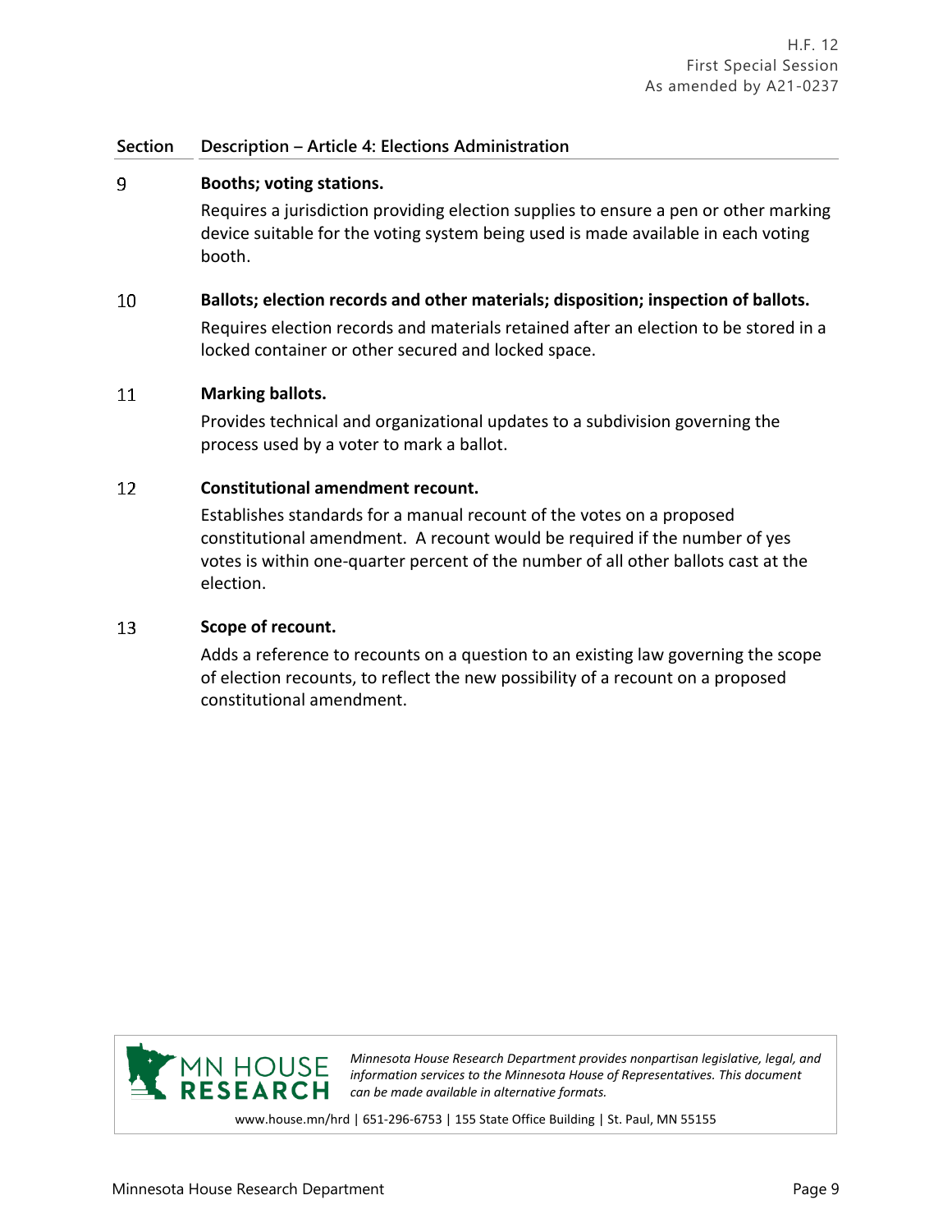| Section | Description – Article 4: Elections Administration |
|---|---|
| 9 | **Booths; voting stations.**<br>Requires a jurisdiction providing election supplies to ensure a pen or other marking device suitable for the voting system being used is made available in each voting booth. |
| 10 | **Ballots; election records and other materials; disposition; inspection of ballots.**<br>Requires election records and materials retained after an election to be stored in a locked container or other secured and locked space. |
| 11 | **Marking ballots.**<br>Provides technical and organizational updates to a subdivision governing the process used by a voter to mark a ballot. |
| 12 | **Constitutional amendment recount.**<br>Establishes standards for a manual recount of the votes on a proposed constitutional amendment. A recount would be required if the number of yes votes is within one-quarter percent of the number of all other ballots cast at the election. |
| 13 | **Scope of recount.**<br>Adds a reference to recounts on a question to an existing law governing the scope of election recounts, to reflect the new possibility of a recount on a proposed constitutional amendment. |

MN HOUSE RESEARCH

*Minnesota House Research Department provides nonpartisan legislative, legal, and information services to the Minnesota House of Representatives. This document can be made available in alternative formats.*

www.house.mn/hrd | 651-296-6753 | 155 State Office Building | St. Paul, MN 55155